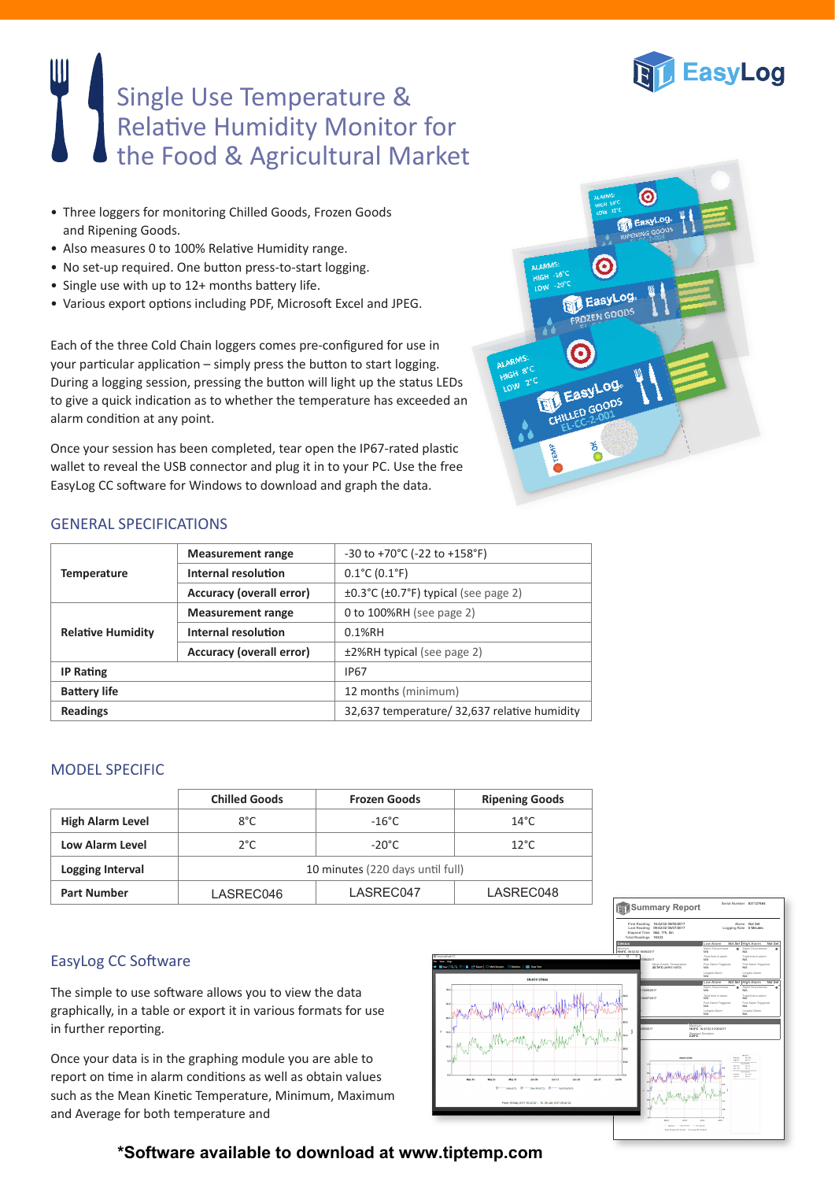# Single Use Temperature & Relative Humidity Monitor for the Food & Agricultural Market

- Three loggers for monitoring Chilled Goods, Frozen Goods and Ripening Goods.
- Also measures 0 to 100% Relative Humidity range.
- No set-up required. One button press-to-start logging.
- Single use with up to 12+ months battery life.
- Various export options including PDF, Microsoft Excel and JPEG.

Each of the three Cold Chain loggers comes pre-configured for use in your particular application – simply press the button to start logging. During a logging session, pressing the button will light up the status LEDs to give a quick indication as to whether the temperature has exceeded an alarm condition at any point.

Once your session has been completed, tear open the IP67-rated plastic wallet to reveal the USB connector and plug it in to your PC. Use the free EasyLog CC software for Windows to download and graph the data.

## GENERAL SPECIFICATIONS

| | | |
|---|---|---|
| **Temperature** | **Measurement range** | -30 to +70°C (-22 to +158°F) |
| | **Internal resolution** | 0.1°C (0.1°F) |
| | **Accuracy (overall error)** | ±0.3°C (±0.7°F) typical (see page 2) |
| **Relative Humidity** | **Measurement range** | 0 to 100%RH (see page 2) |
| | **Internal resolution** | 0.1%RH |
| | **Accuracy (overall error)** | ±2%RH typical (see page 2) |
| **IP Rating** | | IP67 |
| **Battery life** | | 12 months (minimum) |
| **Readings** | | 32,637 temperature/ 32,637 relative humidity |

## MODEL SPECIFIC

| | Chilled Goods | Frozen Goods | Ripening Goods |
|---|---|---|---|
| **High Alarm Level** | 8°C | -16°C | 14°C |
| **Low Alarm Level** | 2°C | -20°C | 12°C |
| **Logging Interval** | 10 minutes (220 days until full) | | |
| **Part Number** | LASREC046 | LASREC047 | LASREC048 |

## EasyLog CC Software

The simple to use software allows you to view the data graphically, in a table or export it in various formats for use in further reporting.

Once your data is in the graphing module you are able to report on time in alarm conditions as well as obtain values such as the Mean Kinetic Temperature, Minimum, Maximum and Average for both temperature and

**\*Software available to download at www.tiptemp.com**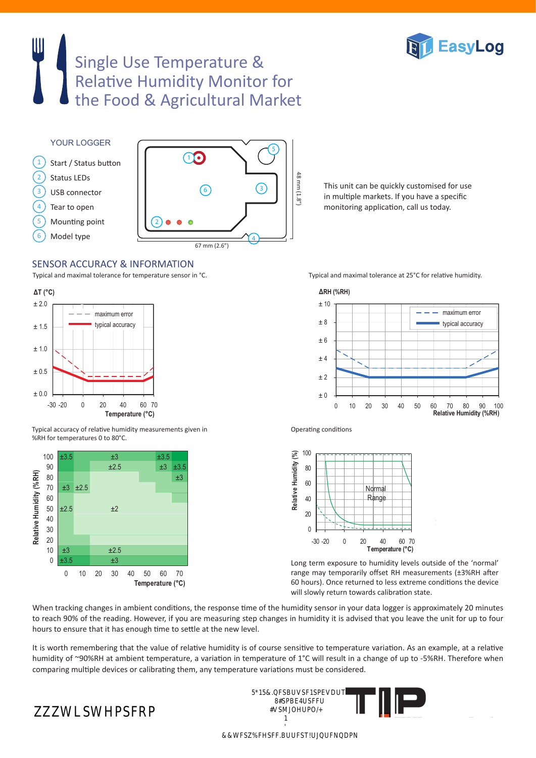# Single Use Temperature & Relative Humidity Monitor for the Food & Agricultural Market

EasyLog

## YOUR LOGGER

1. Start / Status button
2. Status LEDs
3. USB connector
4. Tear to open
5. Mounting point
6. Model type

48 mm (1.8")

67 mm (2.6")

This unit can be quickly customised for use in multiple markets. If you have a specific monitoring application, call us today.

## SENSOR ACCURACY & INFORMATION

Typical and maximal tolerance for temperature sensor in °C.

ΔT (°C)

± 2.0
± 1.5
± 1.0
± 0.5
± 0.0

maximum error
typical accuracy

-30 -20 0 20 40 60 70
Temperature (°C)

Typical and maximal tolerance at 25°C for relative humidity.

ΔRH (%RH)

± 10
± 8
± 6
± 4
± 2
± 0

maximum error
typical accuracy

0 10 20 30 40 50 60 70 80 90 100
Relative Humidity (%RH)

Typical accuracy of relative humidity measurements given in %RH for temperatures 0 to 80°C.

Relative Humidity (%RH)

100 90 80 70 60 50 40 30 20 10 0

±3.5 ±3 ±3.5
±2.5 ±3 ±3.5
±3
±3 ±2.5
±2.5 ±2
±3 ±2.5
±3.5 ±3

0 10 20 30 40 50 60 70
Temperature (°C)

Operating conditions

Relative Humidity (%)

100 80 60 40 20 0

Normal Range

-30 -20 0 20 40 60 70
Temperature (°C)

Long term exposure to humidity levels outside of the 'normal' range may temporarily offset RH measurements (±3%RH after 60 hours). Once returned to less extreme conditions the device will slowly return towards calibration state.

When tracking changes in ambient conditions, the response time of the humidity sensor in your data logger is approximately 20 minutes to reach 90% of the reading. However, if you are measuring step changes in humidity it is advised that you leave the unit for up to four hours to ensure that it has enough time to settle at the new level.

It is worth remembering that the value of relative humidity is of course sensitive to temperature variation. As an example, at a relative humidity of ~90%RH at ambient temperature, a variation in temperature of 1°C will result in a change of up to -5%RH. Therefore when comparing multiple devices or calibrating them, any temperature variations must be considered.

ZZZWLSWHPSFRP

5*15&.QFSBUVSF1SPEVDUT
8#SPBE4USFFU
#VSMJOHUPO/+
1

&&WFSZ%FHSFF.BUUFST!UJQUFNQDPN